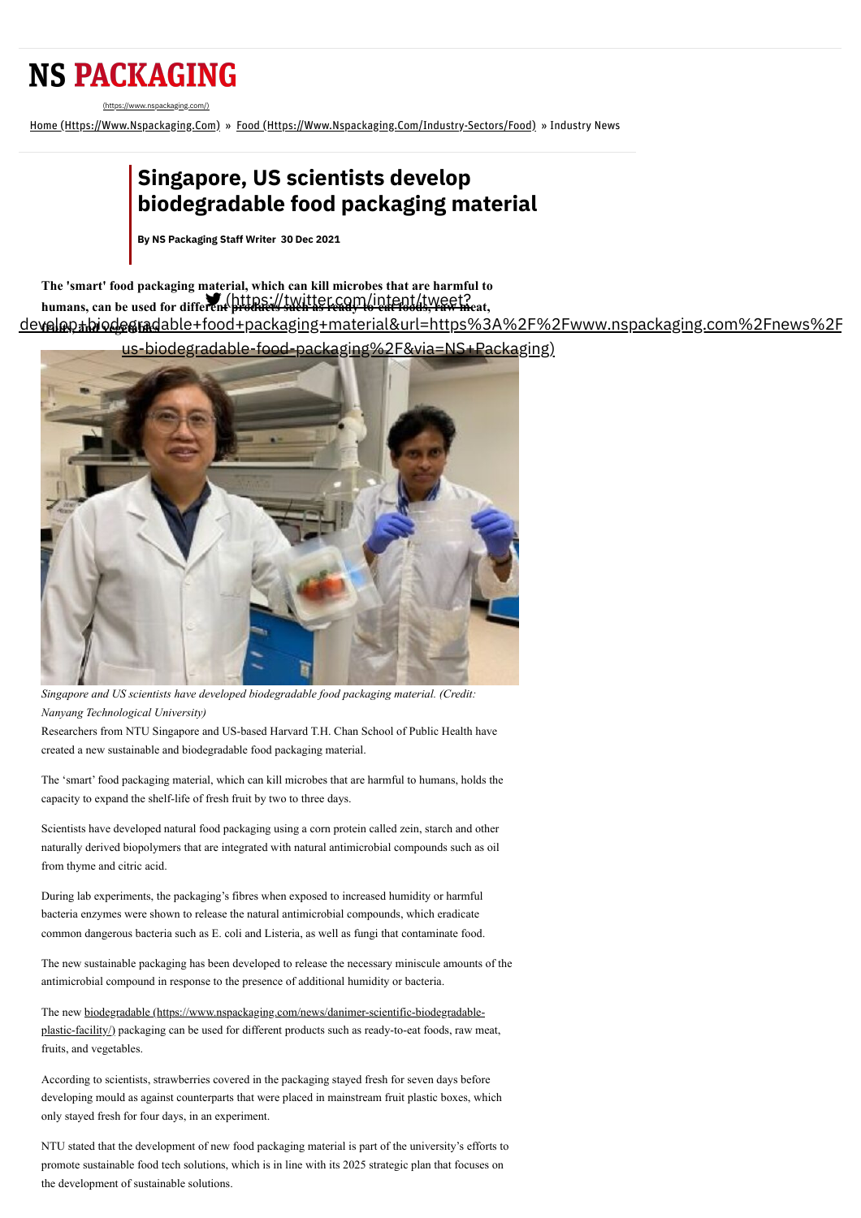# NS PACKAGING

Home (Https://Www.Nspackaging.Com) » Food (Https://Www.Nspackaging.Com/Industry-Sectors/Food) » Industry News

## Singapore, US scientists develop biodegradable food packaging material

**By NS Packaging Staff Writer 30 Dec 2021**

**The 'smart' food packaging material, which can kill microbes that are harmful to humans, can be used for different products such as ready-to-eat foods, raw meat, fruits, and vegetables**

*Singapore and US scientists have developed biodegradable food packaging material. (Credit: Nanyang Technological University)*

Researchers from NTU Singapore and US-based Harvard T.H. Chan School of Public Health have created a new sustainable and biodegradable food packaging material.

The 'smart' food packaging material, which can kill microbes that are harmful to humans, holds the capacity to expand the shelf-life of fresh fruit by two to three days.

Scientists have developed natural food packaging using a corn protein called zein, starch and other naturally derived biopolymers that are integrated with natural antimicrobial compounds such as oil from thyme and citric acid.

During lab experiments, the packaging's fibres when exposed to increased humidity or harmful bacteria enzymes were shown to release the natural antimicrobial compounds, which eradicate common dangerous bacteria such as E. coli and Listeria, as well as fungi that contaminate food.

The new sustainable packaging has been developed to release the necessary miniscule amounts of the antimicrobial compound in response to the presence of additional humidity or bacteria.

The new biodegradable (https://www.nspackaging.com/news/danimer-scientific-biodegradable-plastic-facility/) packaging can be used for different products such as ready-to-eat foods, raw meat, fruits, and vegetables.

According to scientists, strawberries covered in the packaging stayed fresh for seven days before developing mould as against counterparts that were placed in mainstream fruit plastic boxes, which only stayed fresh for four days, in an experiment.

NTU stated that the development of new food packaging material is part of the university's efforts to promote sustainable food tech solutions, which is in line with its 2025 strategic plan that focuses on the development of sustainable solutions.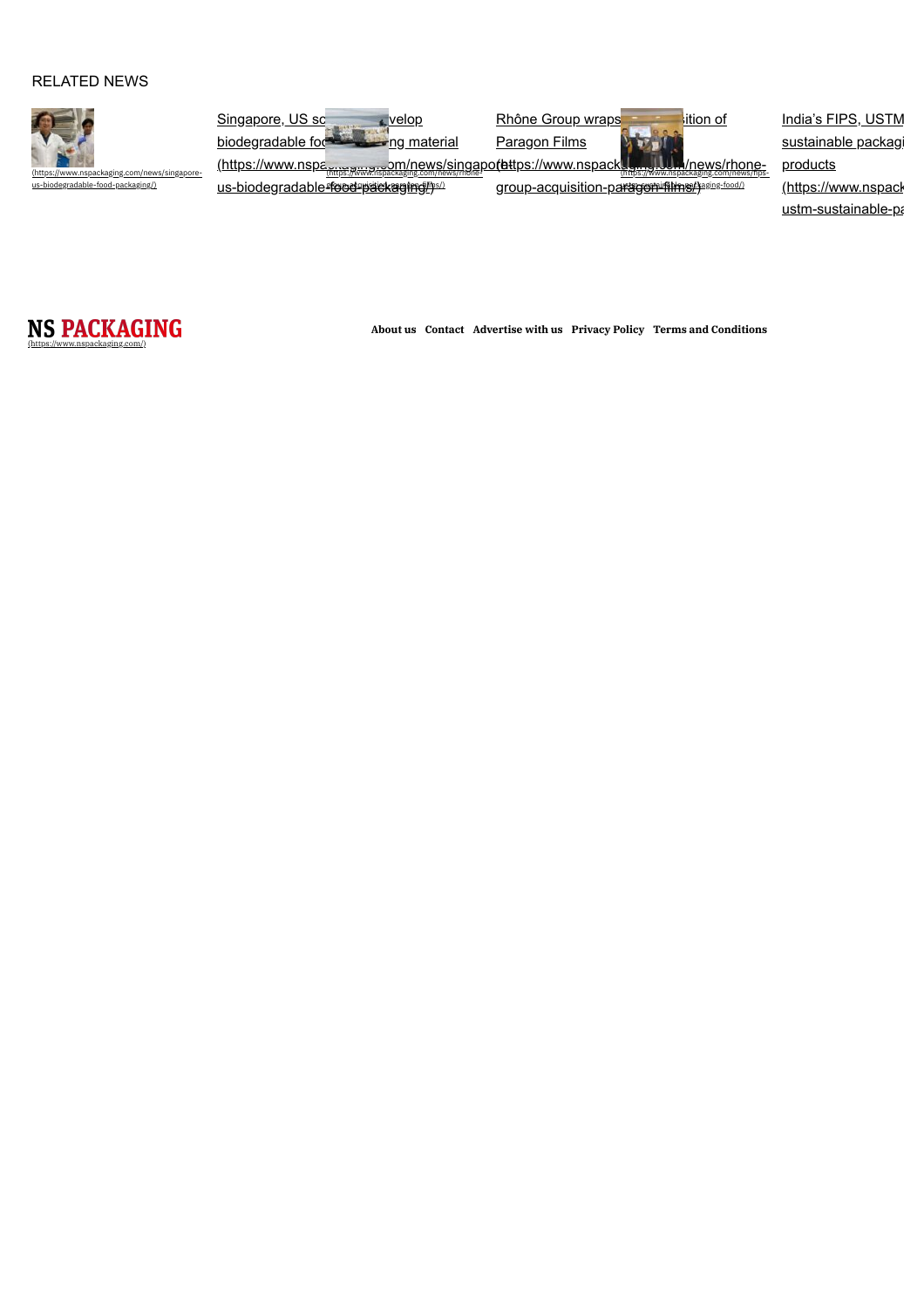RELATED NEWS

(https://www.nspackaging.com/news/singapore-us-biodegradable-food-packaging/)

Singapore, US sc velop biodegradable fo ng material (https://www.nspackaging.com/news/singapore-us-biodegradable-food-packaging/)

(https://www.nspackaging.com/news/rhone-group-acquisition-paragon-films/)

Rhône Group wraps ition of Paragon Films (https://www.nspackaging.com/news/rhone-group-acquisition-paragon-films/)

(https://www.nspackaging.com/news/fips-ustm-sustainable-packaging-food/)

India's FIPS, USTM sustainable packagi products (https://www.nspack ustm-sustainable-pa

NS PACKAGING
(https://www.nspackaging.com/)

About us Contact Advertise with us Privacy Policy Terms and Conditions